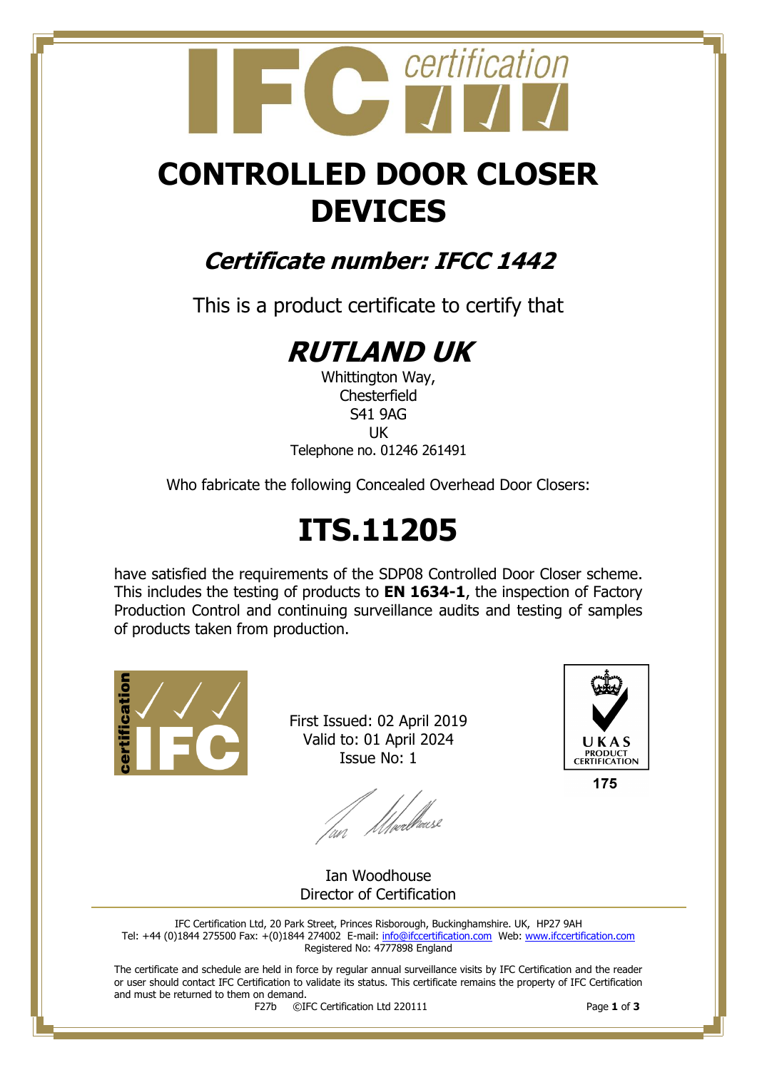# CONTROLLED DOOR CLOSER DEVICES

## *Certificate number: IFCC 1442*

This is a product certificate to certify that

# *RUTLAND UK*

Whittington Way,
Chesterfield
S41 9AG
UK
Telephone no. 01246 261491

Who fabricate the following Concealed Overhead Door Closers:

# ITS.11205

have satisfied the requirements of the SDP08 Controlled Door Closer scheme. This includes the testing of products to **EN 1634-1**, the inspection of Factory Production Control and continuing surveillance audits and testing of samples of products taken from production.

First Issued: 02 April 2019
Valid to: 01 April 2024
Issue No: 1

UKAS PRODUCT CERTIFICATION
175

Ian Woodhouse
Director of Certification

IFC Certification Ltd, 20 Park Street, Princes Risborough, Buckinghamshire. UK, HP27 9AH
Tel: +44 (0)1844 275500 Fax: +(0)1844 274002 E-mail: info@ifccertification.com Web: www.ifccertification.com
Registered No: 4777898 England

The certificate and schedule are held in force by regular annual surveillance visits by IFC Certification and the reader or user should contact IFC Certification to validate its status. This certificate remains the property of IFC Certification and must be returned to them on demand.

F27b ©IFC Certification Ltd 220111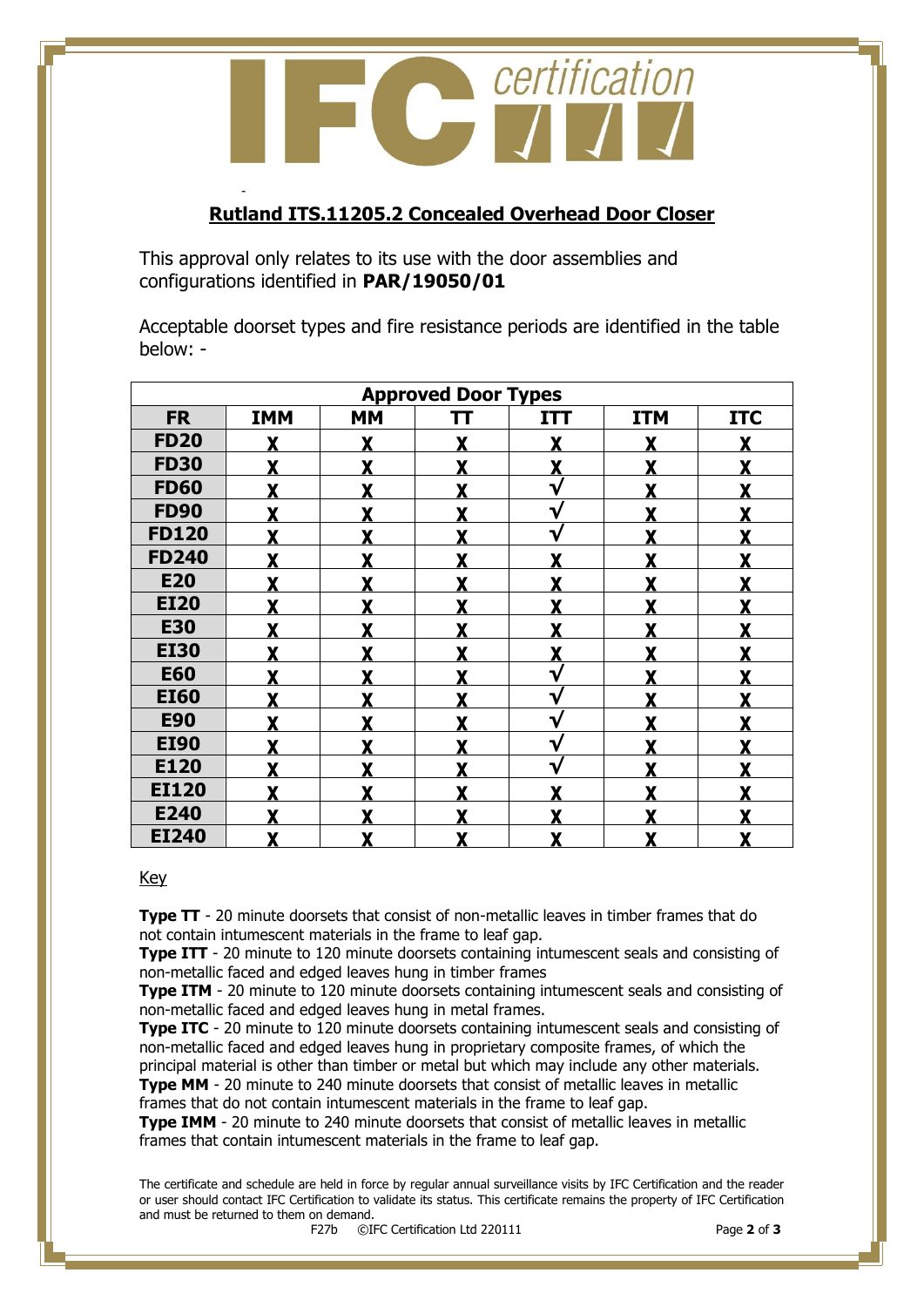## Rutland ITS.11205.2 Concealed Overhead Door Closer

This approval only relates to its use with the door assemblies and configurations identified in **PAR/19050/01**

Acceptable doorset types and fire resistance periods are identified in the table below: -

| Approved Door Types | | | | | | |
|---|---|---|---|---|---|---|
| **FR** | **IMM** | **MM** | **TT** | **ITT** | **ITM** | **ITC** |
| **FD20** | X | X | X | X | X | X |
| **FD30** | X | X | X | X | X | X |
| **FD60** | X | X | X | √ | X | X |
| **FD90** | X | X | X | √ | X | X |
| **FD120** | X | X | X | √ | X | X |
| **FD240** | X | X | X | X | X | X |
| **E20** | X | X | X | X | X | X |
| **EI20** | X | X | X | X | X | X |
| **E30** | X | X | X | X | X | X |
| **EI30** | X | X | X | X | X | X |
| **E60** | X | X | X | √ | X | X |
| **EI60** | X | X | X | √ | X | X |
| **E90** | X | X | X | √ | X | X |
| **EI90** | X | X | X | √ | X | X |
| **E120** | X | X | X | √ | X | X |
| **EI120** | X | X | X | X | X | X |
| **E240** | X | X | X | X | X | X |
| **EI240** | X | X | X | X | X | X |

Key

**Type TT** - 20 minute doorsets that consist of non-metallic leaves in timber frames that do not contain intumescent materials in the frame to leaf gap.
**Type ITT** - 20 minute to 120 minute doorsets containing intumescent seals and consisting of non-metallic faced and edged leaves hung in timber frames
**Type ITM** - 20 minute to 120 minute doorsets containing intumescent seals and consisting of non-metallic faced and edged leaves hung in metal frames.
**Type ITC** - 20 minute to 120 minute doorsets containing intumescent seals and consisting of non-metallic faced and edged leaves hung in proprietary composite frames, of which the principal material is other than timber or metal but which may include any other materials.
**Type MM** - 20 minute to 240 minute doorsets that consist of metallic leaves in metallic frames that do not contain intumescent materials in the frame to leaf gap.
**Type IMM** - 20 minute to 240 minute doorsets that consist of metallic leaves in metallic frames that contain intumescent materials in the frame to leaf gap.

The certificate and schedule are held in force by regular annual surveillance visits by IFC Certification and the reader or user should contact IFC Certification to validate its status. This certificate remains the property of IFC Certification and must be returned to them on demand.

F27b ©IFC Certification Ltd 220111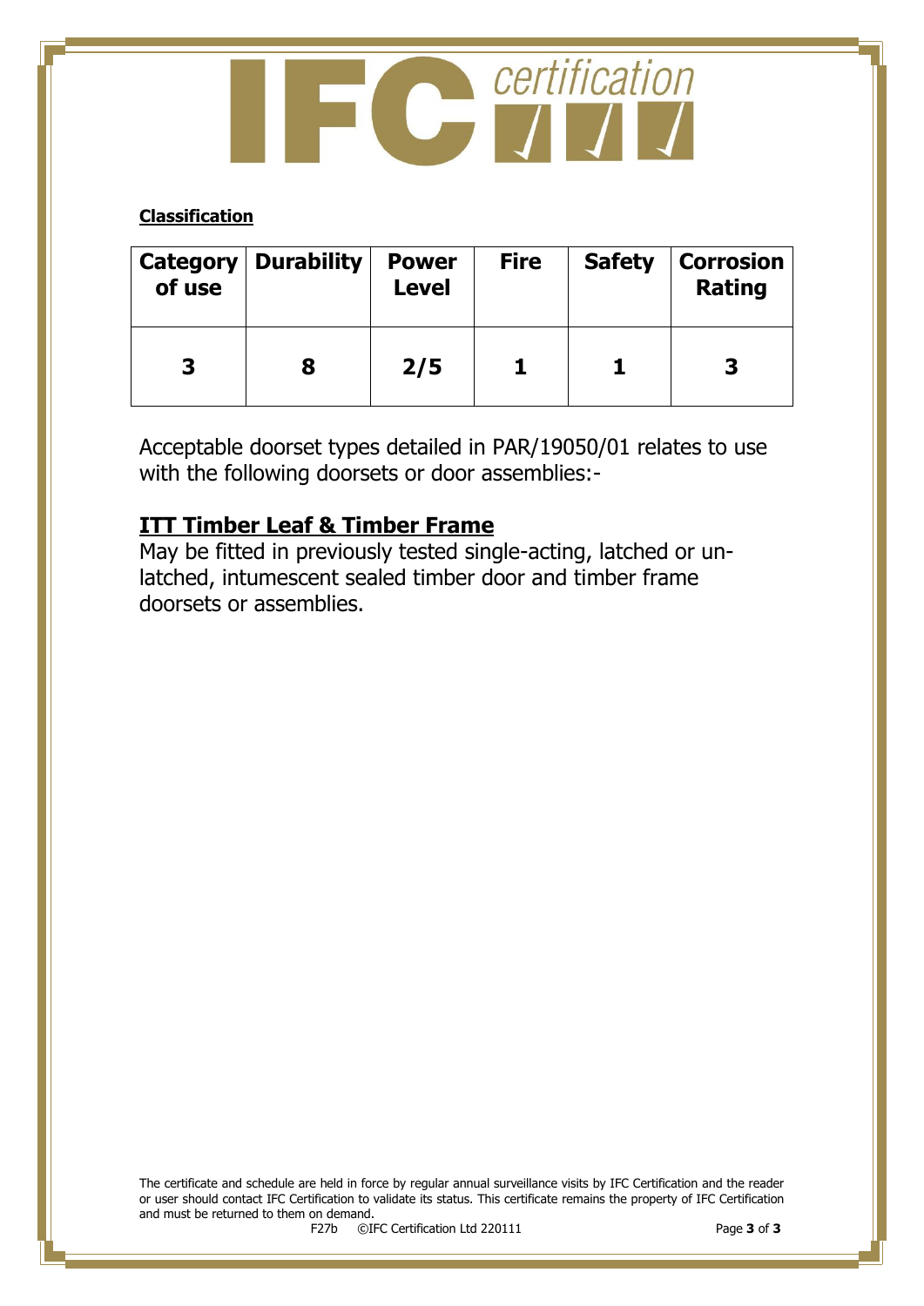**Classification**

| Category of use | Durability | Power Level | Fire | Safety | Corrosion Rating |
|---|---|---|---|---|---|
| 3 | 8 | 2/5 | 1 | 1 | 3 |

Acceptable doorset types detailed in PAR/19050/01 relates to use with the following doorsets or door assemblies:-

## ITT Timber Leaf & Timber Frame

May be fitted in previously tested single-acting, latched or un-latched, intumescent sealed timber door and timber frame doorsets or assemblies.

The certificate and schedule are held in force by regular annual surveillance visits by IFC Certification and the reader or user should contact IFC Certification to validate its status. This certificate remains the property of IFC Certification and must be returned to them on demand.

F27b ©IFC Certification Ltd 220111